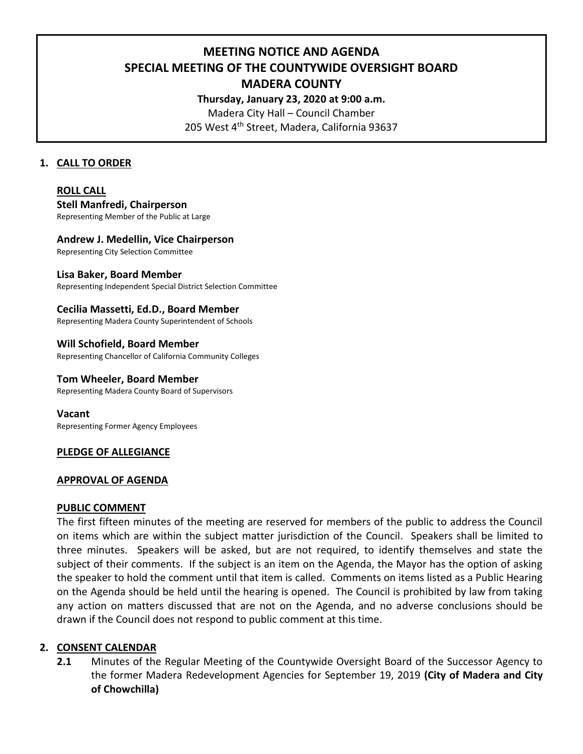# MEETING NOTICE AND AGENDA
# SPECIAL MEETING OF THE COUNTYWIDE OVERSIGHT BOARD
# MADERA COUNTY

**Thursday, January 23, 2020 at 9:00 a.m.**

Madera City Hall – Council Chamber

205 West 4th Street, Madera, California 93637

## 1. CALL TO ORDER

### ROLL CALL

**Stell Manfredi, Chairperson**
Representing Member of the Public at Large

**Andrew J. Medellin, Vice Chairperson**
Representing City Selection Committee

**Lisa Baker, Board Member**
Representing Independent Special District Selection Committee

**Cecilia Massetti, Ed.D., Board Member**
Representing Madera County Superintendent of Schools

**Will Schofield, Board Member**
Representing Chancellor of California Community Colleges

**Tom Wheeler, Board Member**
Representing Madera County Board of Supervisors

**Vacant**
Representing Former Agency Employees

### PLEDGE OF ALLEGIANCE

### APPROVAL OF AGENDA

### PUBLIC COMMENT

The first fifteen minutes of the meeting are reserved for members of the public to address the Council on items which are within the subject matter jurisdiction of the Council. Speakers shall be limited to three minutes. Speakers will be asked, but are not required, to identify themselves and state the subject of their comments. If the subject is an item on the Agenda, the Mayor has the option of asking the speaker to hold the comment until that item is called. Comments on items listed as a Public Hearing on the Agenda should be held until the hearing is opened. The Council is prohibited by law from taking any action on matters discussed that are not on the Agenda, and no adverse conclusions should be drawn if the Council does not respond to public comment at this time.

## 2. CONSENT CALENDAR

**2.1** Minutes of the Regular Meeting of the Countywide Oversight Board of the Successor Agency to the former Madera Redevelopment Agencies for September 19, 2019 **(City of Madera and City of Chowchilla)**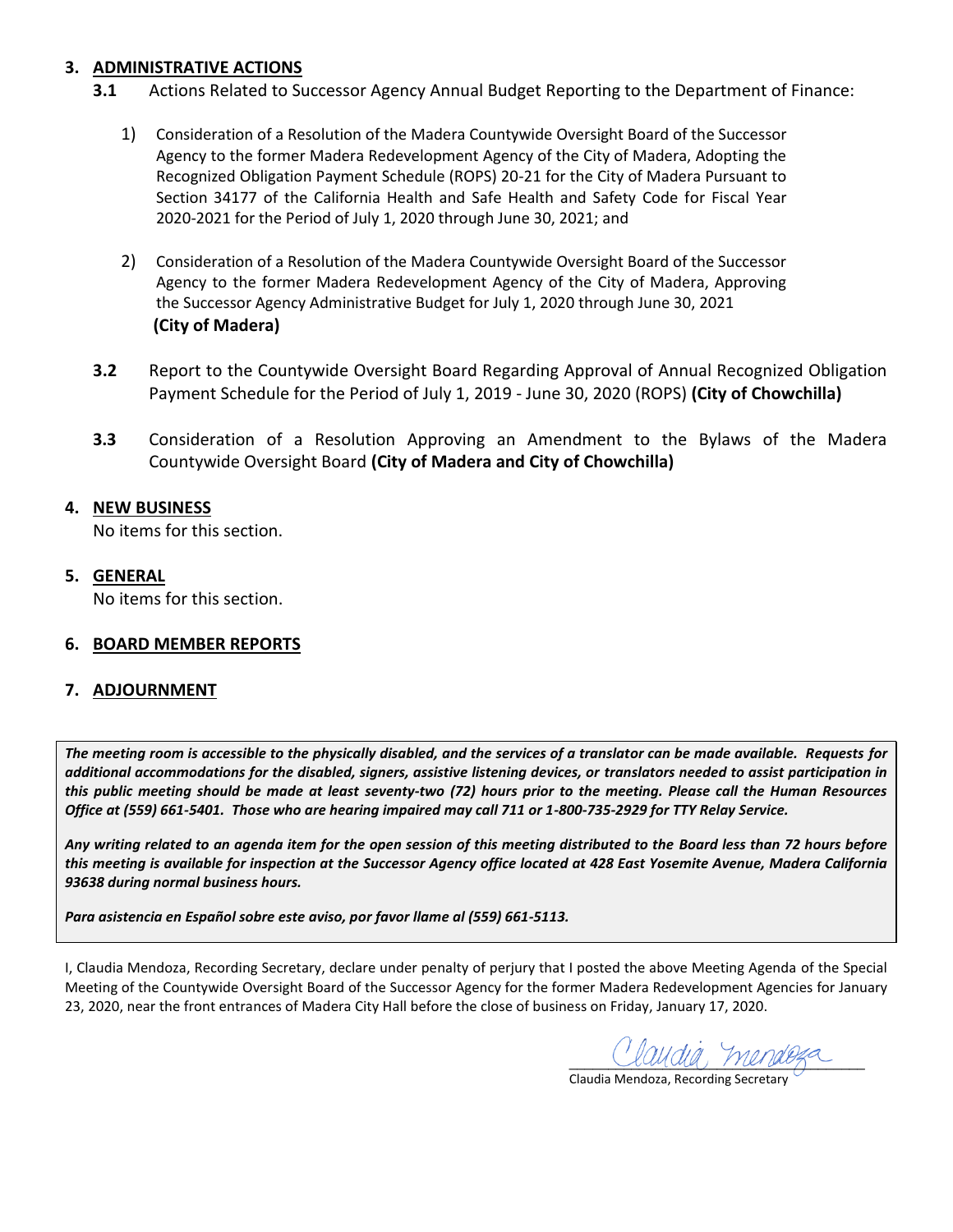## 3. ADMINISTRATIVE ACTIONS

**3.1** Actions Related to Successor Agency Annual Budget Reporting to the Department of Finance:

1) Consideration of a Resolution of the Madera Countywide Oversight Board of the Successor Agency to the former Madera Redevelopment Agency of the City of Madera, Adopting the Recognized Obligation Payment Schedule (ROPS) 20-21 for the City of Madera Pursuant to Section 34177 of the California Health and Safe Health and Safety Code for Fiscal Year 2020-2021 for the Period of July 1, 2020 through June 30, 2021; and

2) Consideration of a Resolution of the Madera Countywide Oversight Board of the Successor Agency to the former Madera Redevelopment Agency of the City of Madera, Approving the Successor Agency Administrative Budget for July 1, 2020 through June 30, 2021
**(City of Madera)**

**3.2** Report to the Countywide Oversight Board Regarding Approval of Annual Recognized Obligation Payment Schedule for the Period of July 1, 2019 - June 30, 2020 (ROPS) **(City of Chowchilla)**

**3.3** Consideration of a Resolution Approving an Amendment to the Bylaws of the Madera Countywide Oversight Board **(City of Madera and City of Chowchilla)**

## 4. NEW BUSINESS

No items for this section.

## 5. GENERAL

No items for this section.

## 6. BOARD MEMBER REPORTS

## 7. ADJOURNMENT

***The meeting room is accessible to the physically disabled, and the services of a translator can be made available. Requests for additional accommodations for the disabled, signers, assistive listening devices, or translators needed to assist participation in this public meeting should be made at least seventy-two (72) hours prior to the meeting. Please call the Human Resources Office at (559) 661-5401. Those who are hearing impaired may call 711 or 1-800-735-2929 for TTY Relay Service.***

***Any writing related to an agenda item for the open session of this meeting distributed to the Board less than 72 hours before this meeting is available for inspection at the Successor Agency office located at 428 East Yosemite Avenue, Madera California 93638 during normal business hours.***

***Para asistencia en Español sobre este aviso, por favor llame al (559) 661-5113.***

I, Claudia Mendoza, Recording Secretary, declare under penalty of perjury that I posted the above Meeting Agenda of the Special Meeting of the Countywide Oversight Board of the Successor Agency for the former Madera Redevelopment Agencies for January 23, 2020, near the front entrances of Madera City Hall before the close of business on Friday, January 17, 2020.

Claudia Mendoza

Claudia Mendoza, Recording Secretary